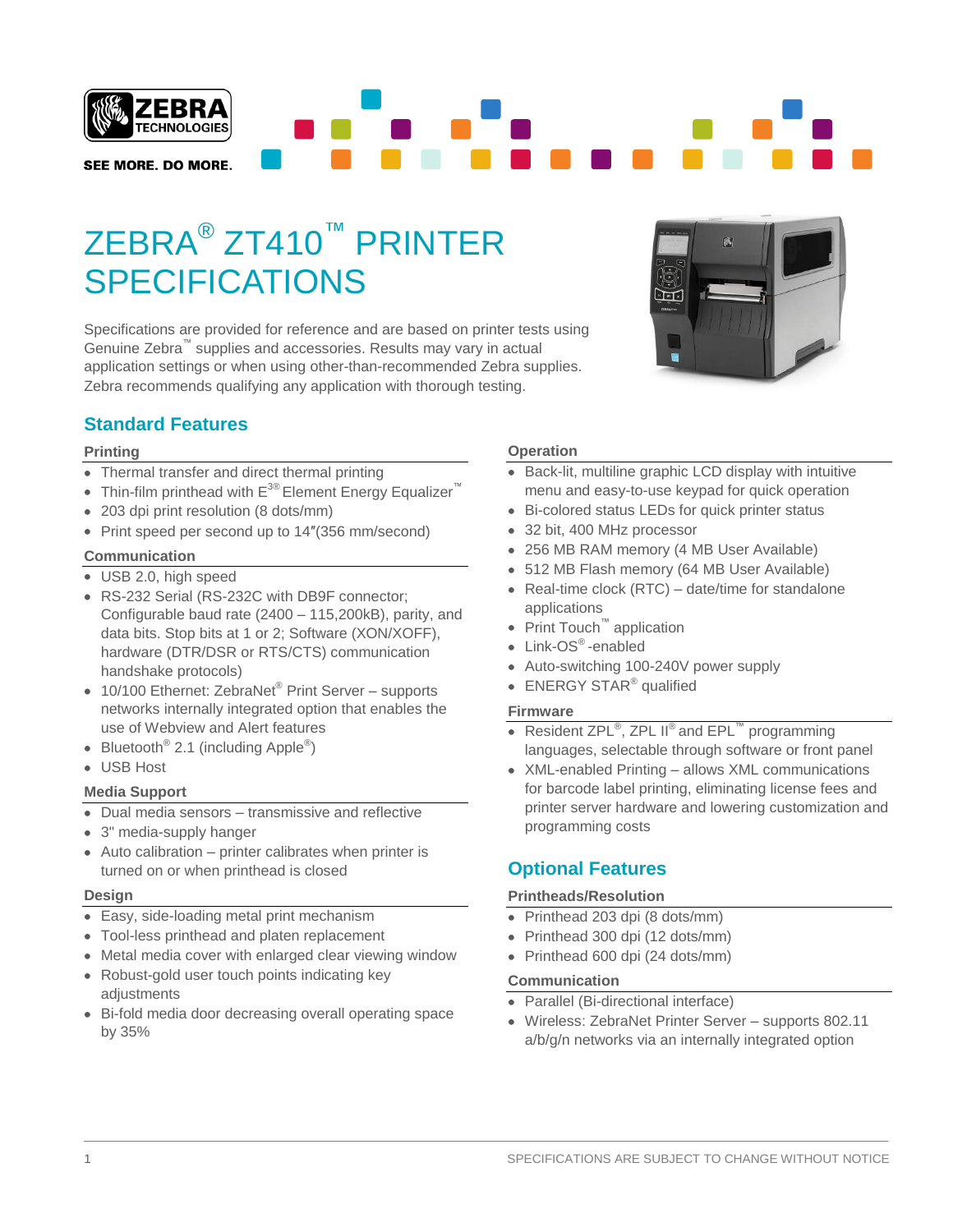# ZEBRA® ZT410™ PRINTER SPECIFICATIONS

Specifications are provided for reference and are based on printer tests using Genuine Zebra™ supplies and accessories. Results may vary in actual application settings or when using other-than-recommended Zebra supplies. Zebra recommends qualifying any application with thorough testing.

## Standard Features

### Printing

- Thermal transfer and direct thermal printing
- Thin-film printhead with E3® Element Energy Equalizer™
- 203 dpi print resolution (8 dots/mm)
- Print speed per second up to 14″(356 mm/second)

### Communication

- USB 2.0, high speed
- RS-232 Serial (RS-232C with DB9F connector; Configurable baud rate (2400 – 115,200kB), parity, and data bits. Stop bits at 1 or 2; Software (XON/XOFF), hardware (DTR/DSR or RTS/CTS) communication handshake protocols)
- 10/100 Ethernet: ZebraNet® Print Server – supports networks internally integrated option that enables the use of Webview and Alert features
- Bluetooth® 2.1 (including Apple®)
- USB Host

### Media Support

- Dual media sensors – transmissive and reflective
- 3" media-supply hanger
- Auto calibration – printer calibrates when printer is turned on or when printhead is closed

### Design

- Easy, side-loading metal print mechanism
- Tool-less printhead and platen replacement
- Metal media cover with enlarged clear viewing window
- Robust-gold user touch points indicating key adjustments
- Bi-fold media door decreasing overall operating space by 35%

### Operation

- Back-lit, multiline graphic LCD display with intuitive menu and easy-to-use keypad for quick operation
- Bi-colored status LEDs for quick printer status
- 32 bit, 400 MHz processor
- 256 MB RAM memory (4 MB User Available)
- 512 MB Flash memory (64 MB User Available)
- Real-time clock (RTC) – date/time for standalone applications
- Print Touch™ application
- Link-OS®-enabled
- Auto-switching 100-240V power supply
- ENERGY STAR® qualified

### Firmware

- Resident ZPL®, ZPL II® and EPL™ programming languages, selectable through software or front panel
- XML-enabled Printing – allows XML communications for barcode label printing, eliminating license fees and printer server hardware and lowering customization and programming costs

## Optional Features

### Printheads/Resolution

- Printhead 203 dpi (8 dots/mm)
- Printhead 300 dpi (12 dots/mm)
- Printhead 600 dpi (24 dots/mm)

### Communication

- Parallel (Bi-directional interface)
- Wireless: ZebraNet Printer Server – supports 802.11 a/b/g/n networks via an internally integrated option

SPECIFICATIONS ARE SUBJECT TO CHANGE WITHOUT NOTICE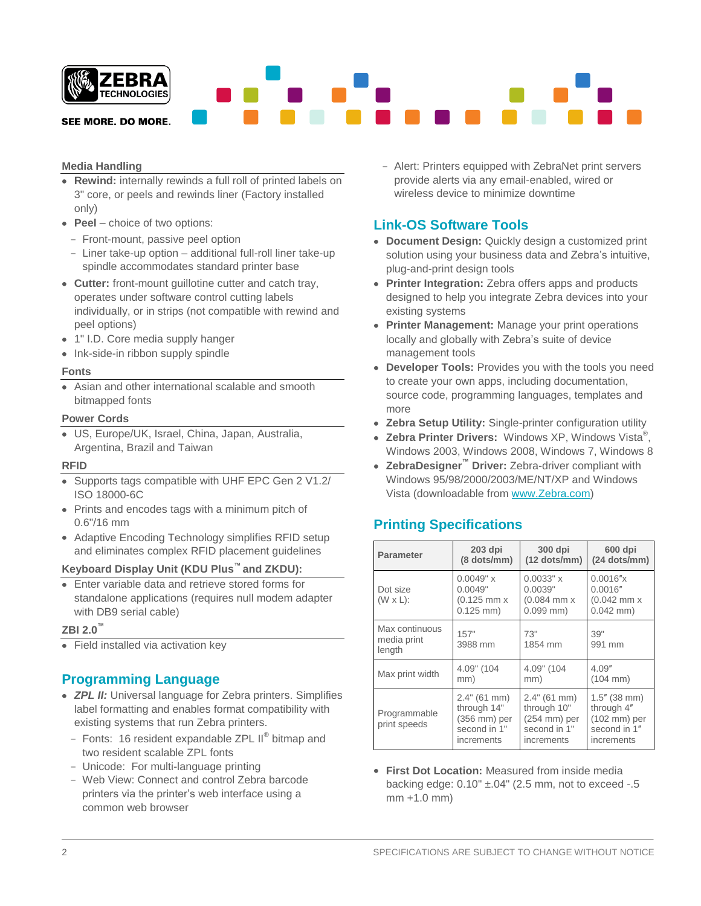### Media Handling

- **Rewind:** internally rewinds a full roll of printed labels on 3" core, or peels and rewinds liner (Factory installed only)
- **Peel** – choice of two options:
  - Front-mount, passive peel option
  - Liner take-up option – additional full-roll liner take-up spindle accommodates standard printer base
- **Cutter:** front-mount guillotine cutter and catch tray, operates under software control cutting labels individually, or in strips (not compatible with rewind and peel options)
- 1" I.D. Core media supply hanger
- Ink-side-in ribbon supply spindle

### Fonts

- Asian and other international scalable and smooth bitmapped fonts

### Power Cords

- US, Europe/UK, Israel, China, Japan, Australia, Argentina, Brazil and Taiwan

### RFID

- Supports tags compatible with UHF EPC Gen 2 V1.2/ ISO 18000-6C
- Prints and encodes tags with a minimum pitch of 0.6"/16 mm
- Adaptive Encoding Technology simplifies RFID setup and eliminates complex RFID placement guidelines

### Keyboard Display Unit (KDU Plus™ and ZKDU):

- Enter variable data and retrieve stored forms for standalone applications (requires null modem adapter with DB9 serial cable)

### ZBI 2.0™

- Field installed via activation key

## Programming Language

- ***ZPL II:*** Universal language for Zebra printers. Simplifies label formatting and enables format compatibility with existing systems that run Zebra printers.
  - Fonts: 16 resident expandable ZPL II® bitmap and two resident scalable ZPL fonts
  - Unicode: For multi-language printing
  - Web View: Connect and control Zebra barcode printers via the printer's web interface using a common web browser
  - Alert: Printers equipped with ZebraNet print servers provide alerts via any email-enabled, wired or wireless device to minimize downtime

## Link-OS Software Tools

- **Document Design:** Quickly design a customized print solution using your business data and Zebra's intuitive, plug-and-print design tools
- **Printer Integration:** Zebra offers apps and products designed to help you integrate Zebra devices into your existing systems
- **Printer Management:** Manage your print operations locally and globally with Zebra's suite of device management tools
- **Developer Tools:** Provides you with the tools you need to create your own apps, including documentation, source code, programming languages, templates and more
- **Zebra Setup Utility:** Single-printer configuration utility
- **Zebra Printer Drivers:** Windows XP, Windows Vista®, Windows 2003, Windows 2008, Windows 7, Windows 8
- **ZebraDesigner™ Driver:** Zebra-driver compliant with Windows 95/98/2000/2003/ME/NT/XP and Windows Vista (downloadable from www.Zebra.com)

## Printing Specifications

| Parameter | 203 dpi (8 dots/mm) | 300 dpi (12 dots/mm) | 600 dpi (24 dots/mm) |
|---|---|---|---|
| Dot size (W x L): | 0.0049" x 0.0049" (0.125 mm x 0.125 mm) | 0.0033" x 0.0039" (0.084 mm x 0.099 mm) | 0.0016″x 0.0016″ (0.042 mm x 0.042 mm) |
| Max continuous media print length | 157" 3988 mm | 73" 1854 mm | 39" 991 mm |
| Max print width | 4.09" (104 mm) | 4.09" (104 mm) | 4.09″ (104 mm) |
| Programmable print speeds | 2.4" (61 mm) through 14" (356 mm) per second in 1" increments | 2.4" (61 mm) through 10" (254 mm) per second in 1" increments | 1.5″ (38 mm) through 4″ (102 mm) per second in 1″ increments |

- **First Dot Location:** Measured from inside media backing edge: 0.10" ±.04" (2.5 mm, not to exceed -.5 mm +1.0 mm)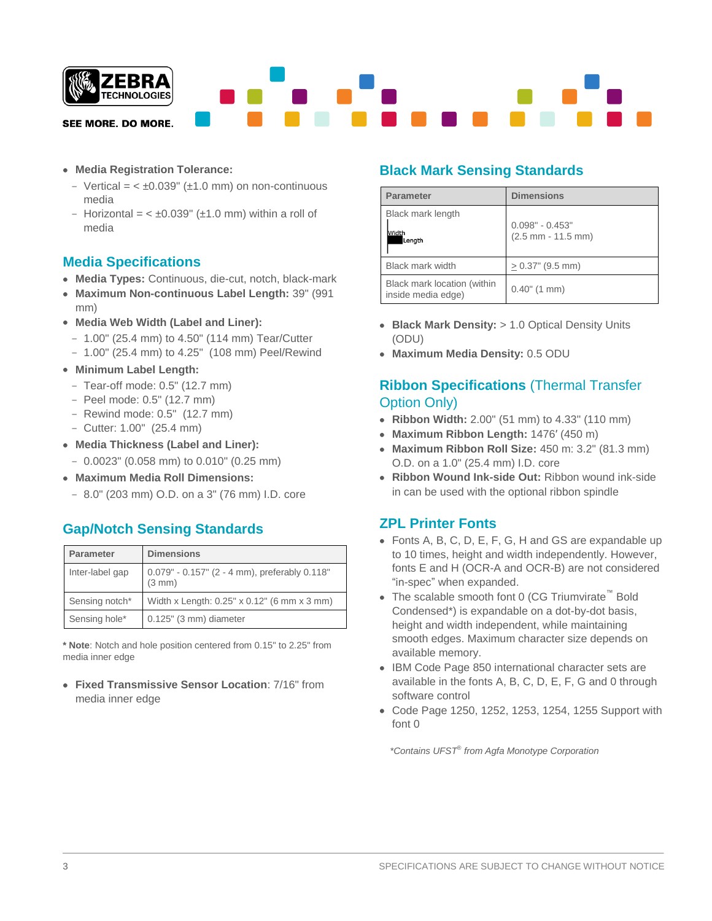- **Media Registration Tolerance:**
  - Vertical = < ±0.039" (±1.0 mm) on non-continuous media
  - Horizontal = < ±0.039" (±1.0 mm) within a roll of media

## Media Specifications

- **Media Types:** Continuous, die-cut, notch, black-mark
- **Maximum Non-continuous Label Length:** 39" (991 mm)
- **Media Web Width (Label and Liner):**
  - 1.00" (25.4 mm) to 4.50" (114 mm) Tear/Cutter
  - 1.00" (25.4 mm) to 4.25" (108 mm) Peel/Rewind
- **Minimum Label Length:**
  - Tear-off mode: 0.5" (12.7 mm)
  - Peel mode: 0.5" (12.7 mm)
  - Rewind mode: 0.5" (12.7 mm)
  - Cutter: 1.00" (25.4 mm)
- **Media Thickness (Label and Liner):**
  - 0.0023" (0.058 mm) to 0.010" (0.25 mm)
- **Maximum Media Roll Dimensions:**
  - 8.0" (203 mm) O.D. on a 3" (76 mm) I.D. core

## Gap/Notch Sensing Standards

| Parameter | Dimensions |
|---|---|
| Inter-label gap | 0.079" - 0.157" (2 - 4 mm), preferably 0.118" (3 mm) |
| Sensing notch* | Width x Length: 0.25" x 0.12" (6 mm x 3 mm) |
| Sensing hole* | 0.125" (3 mm) diameter |

**\* Note**: Notch and hole position centered from 0.15" to 2.25" from media inner edge

- **Fixed Transmissive Sensor Location**: 7/16" from media inner edge

## Black Mark Sensing Standards

| Parameter | Dimensions |
|---|---|
| Black mark length (Width / Length) | 0.098" - 0.453" (2.5 mm - 11.5 mm) |
| Black mark width | ≥ 0.37" (9.5 mm) |
| Black mark location (within inside media edge) | 0.40" (1 mm) |

- **Black Mark Density:** > 1.0 Optical Density Units (ODU)
- **Maximum Media Density:** 0.5 ODU

## Ribbon Specifications (Thermal Transfer Option Only)

- **Ribbon Width:** 2.00" (51 mm) to 4.33" (110 mm)
- **Maximum Ribbon Length:** 1476′ (450 m)
- **Maximum Ribbon Roll Size:** 450 m: 3.2" (81.3 mm) O.D. on a 1.0" (25.4 mm) I.D. core
- **Ribbon Wound Ink-side Out:** Ribbon wound ink-side in can be used with the optional ribbon spindle

## ZPL Printer Fonts

- Fonts A, B, C, D, E, F, G, H and GS are expandable up to 10 times, height and width independently. However, fonts E and H (OCR-A and OCR-B) are not considered "in-spec" when expanded.
- The scalable smooth font 0 (CG Triumvirate™ Bold Condensed*) is expandable on a dot-by-dot basis, height and width independent, while maintaining smooth edges. Maximum character size depends on available memory.
- IBM Code Page 850 international character sets are available in the fonts A, B, C, D, E, F, G and 0 through software control
- Code Page 1250, 1252, 1253, 1254, 1255 Support with font 0

*\*Contains UFST® from Agfa Monotype Corporation*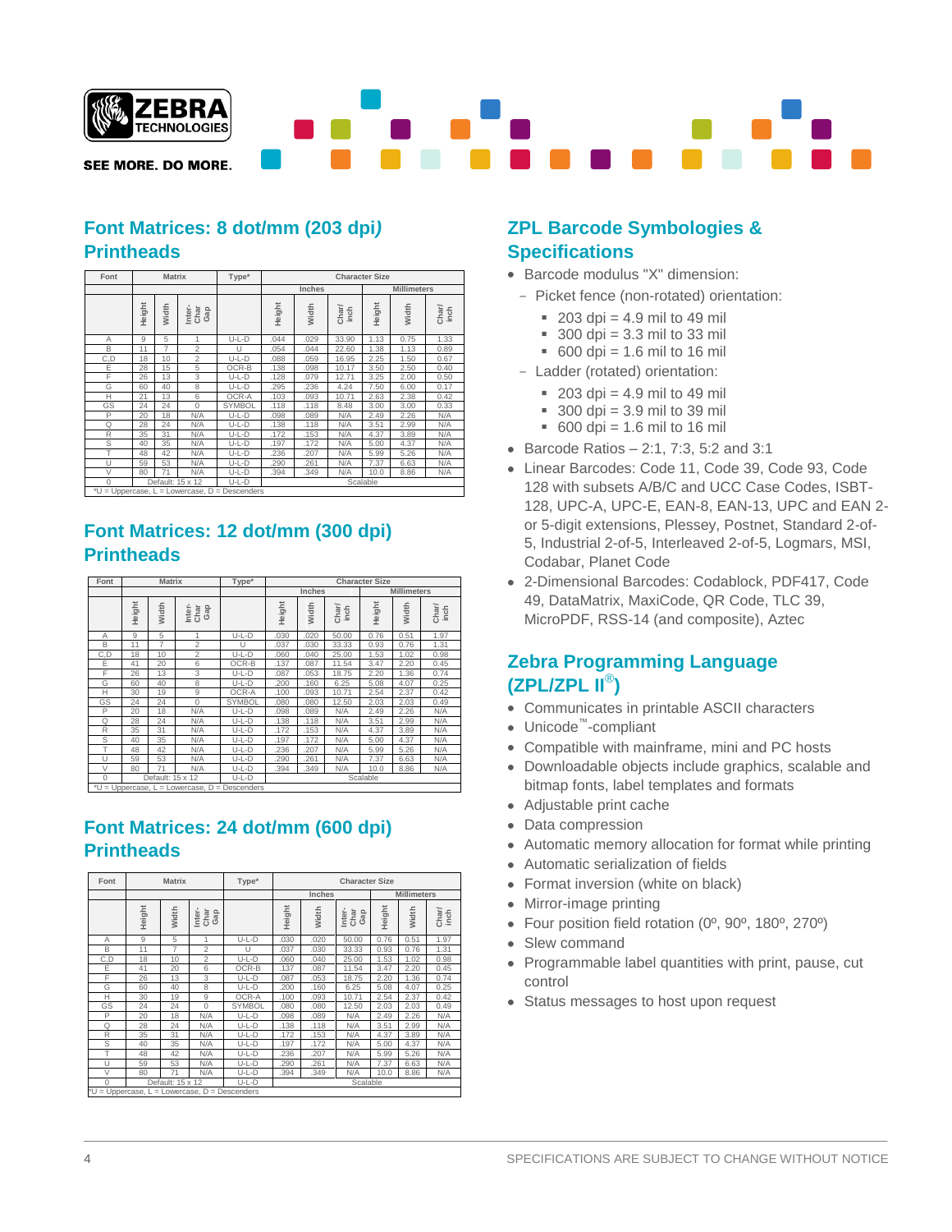## Font Matrices: 8 dot/mm (203 dpi) Printheads

| Font | Matrix | | | Type* | Character Size | | | | | |
|---|---|---|---|---|---|---|---|---|---|---|
| | | | | | Inches | | | Millimeters | | |
| | Height | Width | Inter-Char Gap | | Height | Width | Char/inch | Height | Width | Char/inch |
| A | 9 | 5 | 1 | U-L-D | .044 | .029 | 33.90 | 1.13 | 0.75 | 1.33 |
| B | 11 | 7 | 2 | U | .054 | .044 | 22.60 | 1.38 | 1.13 | 0.89 |
| C,D | 18 | 10 | 2 | U-L-D | .088 | .059 | 16.95 | 2.25 | 1.50 | 0.67 |
| E | 28 | 15 | 5 | OCR-B | .138 | .098 | 10.17 | 3.50 | 2.50 | 0.40 |
| F | 26 | 13 | 3 | U-L-D | .128 | .079 | 12.71 | 3.25 | 2.00 | 0.50 |
| G | 60 | 40 | 8 | U-L-D | .295 | .236 | 4.24 | 7.50 | 6.00 | 0.17 |
| H | 21 | 13 | 6 | OCR-A | .103 | .093 | 10.71 | 2.63 | 2.38 | 0.42 |
| GS | 24 | 24 | 0 | SYMBOL | .118 | .118 | 8.48 | 3.00 | 3.00 | 0.33 |
| P | 20 | 18 | N/A | U-L-D | .098 | .089 | N/A | 2.49 | 2.26 | N/A |
| Q | 28 | 24 | N/A | U-L-D | .138 | .118 | N/A | 3.51 | 2.99 | N/A |
| R | 35 | 31 | N/A | U-L-D | .172 | .153 | N/A | 4.37 | 3.89 | N/A |
| S | 40 | 35 | N/A | U-L-D | .197 | .172 | N/A | 5.00 | 4.37 | N/A |
| T | 48 | 42 | N/A | U-L-D | .236 | .207 | N/A | 5.99 | 5.26 | N/A |
| U | 59 | 53 | N/A | U-L-D | .290 | .261 | N/A | 7.37 | 6.63 | N/A |
| V | 80 | 71 | N/A | U-L-D | .394 | .349 | N/A | 10.0 | 8.86 | N/A |
| 0 | Default: 15 x 12 | | | U-L-D | Scalable | | | | | |

*U = Uppercase, L = Lowercase, D = Descenders

## Font Matrices: 12 dot/mm (300 dpi) Printheads

| Font | Matrix | | | Type* | Character Size | | | | | |
|---|---|---|---|---|---|---|---|---|---|---|
| | | | | | Inches | | | Millimeters | | |
| | Height | Width | Inter-Char Gap | | Height | Width | Char/inch | Height | Width | Char/inch |
| A | 9 | 5 | 1 | U-L-D | .030 | .020 | 50.00 | 0.76 | 0.51 | 1.97 |
| B | 11 | 7 | 2 | U | .037 | .030 | 33.33 | 0.93 | 0.76 | 1.31 |
| C,D | 18 | 10 | 2 | U-L-D | .060 | .040 | 25.00 | 1.53 | 1.02 | 0.98 |
| E | 41 | 20 | 6 | OCR-B | .137 | .087 | 11.54 | 3.47 | 2.20 | 0.45 |
| F | 26 | 13 | 3 | U-L-D | .087 | .053 | 18.75 | 2.20 | 1.36 | 0.74 |
| G | 60 | 40 | 8 | U-L-D | .200 | .160 | 6.25 | 5.08 | 4.07 | 0.25 |
| H | 30 | 19 | 9 | OCR-A | .100 | .093 | 10.71 | 2.54 | 2.37 | 0.42 |
| GS | 24 | 24 | 0 | SYMBOL | .080 | .080 | 12.50 | 2.03 | 2.03 | 0.49 |
| P | 20 | 18 | N/A | U-L-D | .098 | .089 | N/A | 2.49 | 2.26 | N/A |
| Q | 28 | 24 | N/A | U-L-D | .138 | .118 | N/A | 3.51 | 2.99 | N/A |
| R | 35 | 31 | N/A | U-L-D | .172 | .153 | N/A | 4.37 | 3.89 | N/A |
| S | 40 | 35 | N/A | U-L-D | .197 | .172 | N/A | 5.00 | 4.37 | N/A |
| T | 48 | 42 | N/A | U-L-D | .236 | .207 | N/A | 5.99 | 5.26 | N/A |
| U | 59 | 53 | N/A | U-L-D | .290 | .261 | N/A | 7.37 | 6.63 | N/A |
| V | 80 | 71 | N/A | U-L-D | .394 | .349 | N/A | 10.0 | 8.86 | N/A |
| 0 | Default: 15 x 12 | | | U-L-D | Scalable | | | | | |

*U = Uppercase, L = Lowercase, D = Descenders

## Font Matrices: 24 dot/mm (600 dpi) Printheads

| Font | Matrix | | | Type* | Character Size | | | | | |
|---|---|---|---|---|---|---|---|---|---|---|
| | | | | | Inches | | | Millimeters | | |
| | Height | Width | Inter-Char Gap | | Height | Width | Inter-Char Gap | Height | Width | Char/inch |
| A | 9 | 5 | 1 | U-L-D | .030 | .020 | 50.00 | 0.76 | 0.51 | 1.97 |
| B | 11 | 7 | 2 | U | .037 | .030 | 33.33 | 0.93 | 0.76 | 1.31 |
| C,D | 18 | 10 | 2 | U-L-D | .060 | .040 | 25.00 | 1.53 | 1.02 | 0.98 |
| E | 41 | 20 | 6 | OCR-B | .137 | .087 | 11.54 | 3.47 | 2.20 | 0.45 |
| F | 26 | 13 | 3 | U-L-D | .087 | .053 | 18.75 | 2.20 | 1.36 | 0.74 |
| G | 60 | 40 | 8 | U-L-D | .200 | .160 | 6.25 | 5.08 | 4.07 | 0.25 |
| H | 30 | 19 | 9 | OCR-A | .100 | .093 | 10.71 | 2.54 | 2.37 | 0.42 |
| GS | 24 | 24 | 0 | SYMBOL | .080 | .080 | 12.50 | 2.03 | 2.03 | 0.49 |
| P | 20 | 18 | N/A | U-L-D | .098 | .089 | N/A | 2.49 | 2.26 | N/A |
| Q | 28 | 24 | N/A | U-L-D | .138 | .118 | N/A | 3.51 | 2.99 | N/A |
| R | 35 | 31 | N/A | U-L-D | .172 | .153 | N/A | 4.37 | 3.89 | N/A |
| S | 40 | 35 | N/A | U-L-D | .197 | .172 | N/A | 5.00 | 4.37 | N/A |
| T | 48 | 42 | N/A | U-L-D | .236 | .207 | N/A | 5.99 | 5.26 | N/A |
| U | 59 | 53 | N/A | U-L-D | .290 | .261 | N/A | 7.37 | 6.63 | N/A |
| V | 80 | 71 | N/A | U-L-D | .394 | .349 | N/A | 10.0 | 8.86 | N/A |
| 0 | Default: 15 x 12 | | | U-L-D | Scalable | | | | | |

*U = Uppercase, L = Lowercase, D = Descenders

## ZPL Barcode Symbologies & Specifications

- Barcode modulus "X" dimension:
  - Picket fence (non-rotated) orientation:
    - 203 dpi = 4.9 mil to 49 mil
    - 300 dpi = 3.3 mil to 33 mil
    - 600 dpi = 1.6 mil to 16 mil
  - Ladder (rotated) orientation:
    - 203 dpi = 4.9 mil to 49 mil
    - 300 dpi = 3.9 mil to 39 mil
    - 600 dpi = 1.6 mil to 16 mil
- Barcode Ratios – 2:1, 7:3, 5:2 and 3:1
- Linear Barcodes: Code 11, Code 39, Code 93, Code 128 with subsets A/B/C and UCC Case Codes, ISBT-128, UPC-A, UPC-E, EAN-8, EAN-13, UPC and EAN 2- or 5-digit extensions, Plessey, Postnet, Standard 2-of-5, Industrial 2-of-5, Interleaved 2-of-5, Logmars, MSI, Codabar, Planet Code
- 2-Dimensional Barcodes: Codablock, PDF417, Code 49, DataMatrix, MaxiCode, QR Code, TLC 39, MicroPDF, RSS-14 (and composite), Aztec

## Zebra Programming Language (ZPL/ZPL II®)

- Communicates in printable ASCII characters
- Unicode™-compliant
- Compatible with mainframe, mini and PC hosts
- Downloadable objects include graphics, scalable and bitmap fonts, label templates and formats
- Adjustable print cache
- Data compression
- Automatic memory allocation for format while printing
- Automatic serialization of fields
- Format inversion (white on black)
- Mirror-image printing
- Four position field rotation (0º, 90º, 180º, 270º)
- Slew command
- Programmable label quantities with print, pause, cut control
- Status messages to host upon request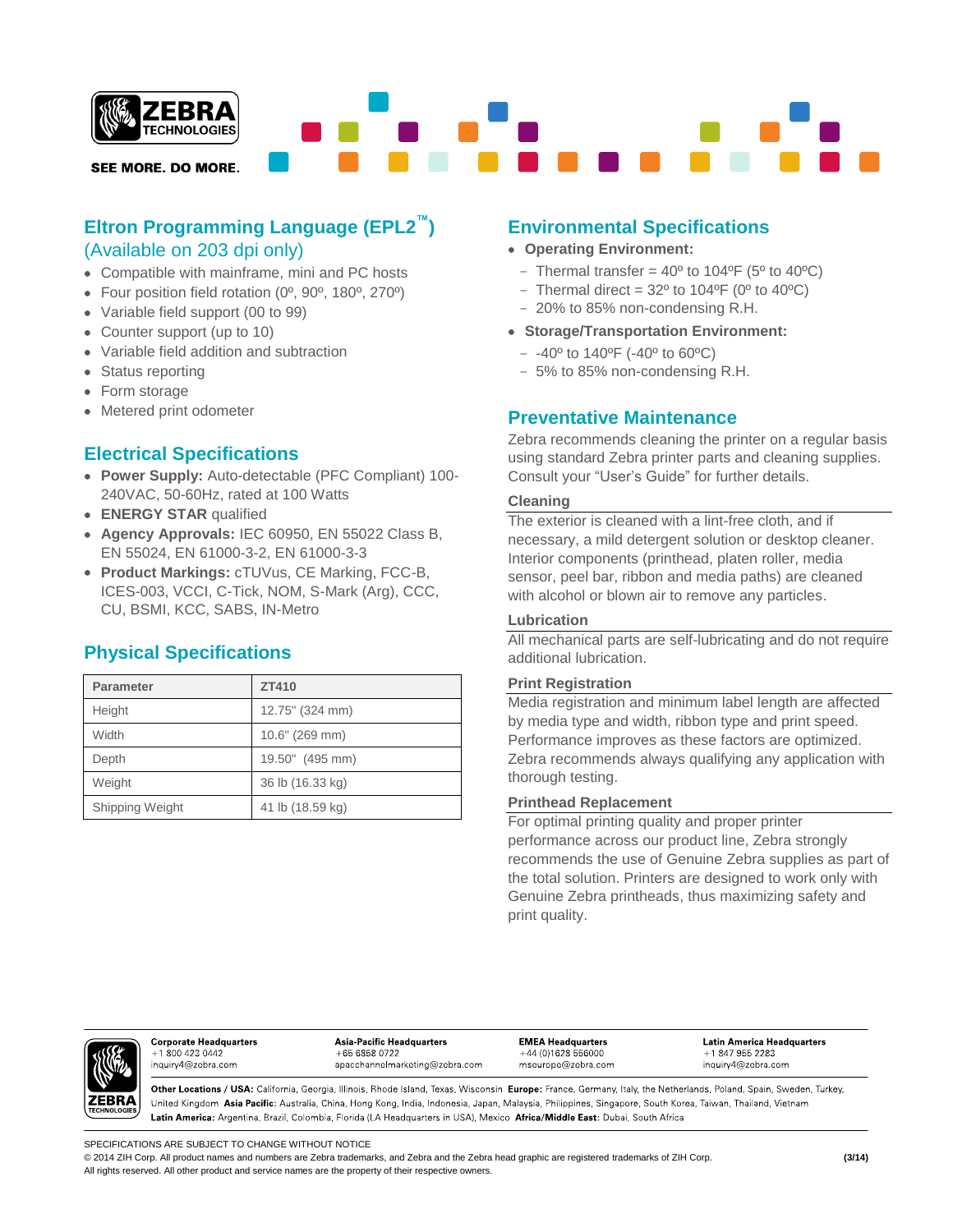## Eltron Programming Language (EPL2™)

### (Available on 203 dpi only)

- Compatible with mainframe, mini and PC hosts
- Four position field rotation (0º, 90º, 180º, 270º)
- Variable field support (00 to 99)
- Counter support (up to 10)
- Variable field addition and subtraction
- Status reporting
- Form storage
- Metered print odometer

## Electrical Specifications

- **Power Supply:** Auto-detectable (PFC Compliant) 100-240VAC, 50-60Hz, rated at 100 Watts
- **ENERGY STAR** qualified
- **Agency Approvals:** IEC 60950, EN 55022 Class B, EN 55024, EN 61000-3-2, EN 61000-3-3
- **Product Markings:** cTUVus, CE Marking, FCC-B, ICES-003, VCCI, C-Tick, NOM, S-Mark (Arg), CCC, CU, BSMI, KCC, SABS, IN-Metro

## Physical Specifications

| Parameter | ZT410 |
|---|---|
| Height | 12.75" (324 mm) |
| Width | 10.6" (269 mm) |
| Depth | 19.50" (495 mm) |
| Weight | 36 lb (16.33 kg) |
| Shipping Weight | 41 lb (18.59 kg) |

## Environmental Specifications

- **Operating Environment:**
  - Thermal transfer = 40º to 104ºF (5º to 40ºC)
  - Thermal direct = 32º to 104ºF (0º to 40ºC)
  - 20% to 85% non-condensing R.H.
- **Storage/Transportation Environment:**
  - -40º to 140ºF (-40º to 60ºC)
  - 5% to 85% non-condensing R.H.

## Preventative Maintenance

Zebra recommends cleaning the printer on a regular basis using standard Zebra printer parts and cleaning supplies. Consult your "User's Guide" for further details.

### Cleaning

The exterior is cleaned with a lint-free cloth, and if necessary, a mild detergent solution or desktop cleaner. Interior components (printhead, platen roller, media sensor, peel bar, ribbon and media paths) are cleaned with alcohol or blown air to remove any particles.

### Lubrication

All mechanical parts are self-lubricating and do not require additional lubrication.

### Print Registration

Media registration and minimum label length are affected by media type and width, ribbon type and print speed. Performance improves as these factors are optimized. Zebra recommends always qualifying any application with thorough testing.

### Printhead Replacement

For optimal printing quality and proper printer performance across our product line, Zebra strongly recommends the use of Genuine Zebra supplies as part of the total solution. Printers are designed to work only with Genuine Zebra printheads, thus maximizing safety and print quality.

**Corporate Headquarters**
+1 800 423 0442
inquiry4@zebra.com

**Asia-Pacific Headquarters**
+65 6858 0722
apacchannelmarketing@zebra.com

**EMEA Headquarters**
+44 (0)1628 556000
mseurope@zebra.com

**Latin America Headquarters**
+1 847 955 2283
inquiry4@zebra.com

**Other Locations / USA:** California, Georgia, Illinois, Rhode Island, Texas, Wisconsin **Europe:** France, Germany, Italy, the Netherlands, Poland, Spain, Sweden, Turkey, United Kingdom **Asia Pacific:** Australia, China, Hong Kong, India, Indonesia, Japan, Malaysia, Philippines, Singapore, South Korea, Taiwan, Thailand, Vietnam **Latin America:** Argentina, Brazil, Colombia, Florida (LA Headquarters in USA), Mexico **Africa/Middle East:** Dubai, South Africa

SPECIFICATIONS ARE SUBJECT TO CHANGE WITHOUT NOTICE
© 2014 ZIH Corp. All product names and numbers are Zebra trademarks, and Zebra and the Zebra head graphic are registered trademarks of ZIH Corp. All rights reserved. All other product and service names are the property of their respective owners.

(3/14)